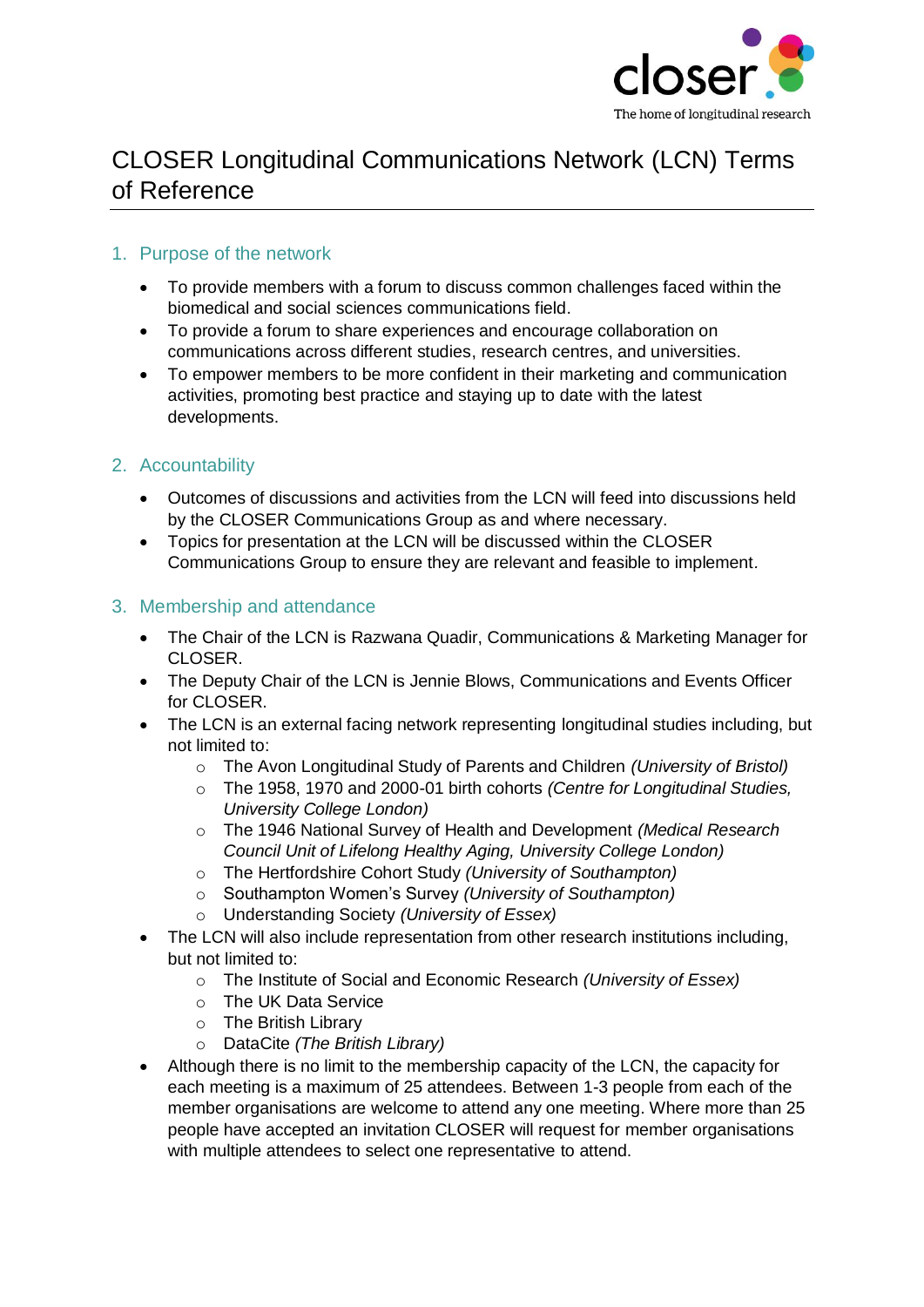# CLOSER Longitudinal Communications Network (LCN) Terms of Reference

## 1. Purpose of the network

- To provide members with a forum to discuss common challenges faced within the biomedical and social sciences communications field.
- To provide a forum to share experiences and encourage collaboration on communications across different studies, research centres, and universities.
- To empower members to be more confident in their marketing and communication activities, promoting best practice and staying up to date with the latest developments.

## 2. Accountability

- Outcomes of discussions and activities from the LCN will feed into discussions held by the CLOSER Communications Group as and where necessary.
- Topics for presentation at the LCN will be discussed within the CLOSER Communications Group to ensure they are relevant and feasible to implement.

## 3. Membership and attendance

- The Chair of the LCN is Razwana Quadir, Communications & Marketing Manager for CLOSER.
- The Deputy Chair of the LCN is Jennie Blows, Communications and Events Officer for CLOSER.
- The LCN is an external facing network representing longitudinal studies including, but not limited to:
  - The Avon Longitudinal Study of Parents and Children *(University of Bristol)*
  - The 1958, 1970 and 2000-01 birth cohorts *(Centre for Longitudinal Studies, University College London)*
  - The 1946 National Survey of Health and Development *(Medical Research Council Unit of Lifelong Healthy Aging, University College London)*
  - The Hertfordshire Cohort Study *(University of Southampton)*
  - Southampton Women's Survey *(University of Southampton)*
  - Understanding Society *(University of Essex)*
- The LCN will also include representation from other research institutions including, but not limited to:
  - The Institute of Social and Economic Research *(University of Essex)*
  - The UK Data Service
  - The British Library
  - DataCite *(The British Library)*
- Although there is no limit to the membership capacity of the LCN, the capacity for each meeting is a maximum of 25 attendees. Between 1-3 people from each of the member organisations are welcome to attend any one meeting. Where more than 25 people have accepted an invitation CLOSER will request for member organisations with multiple attendees to select one representative to attend.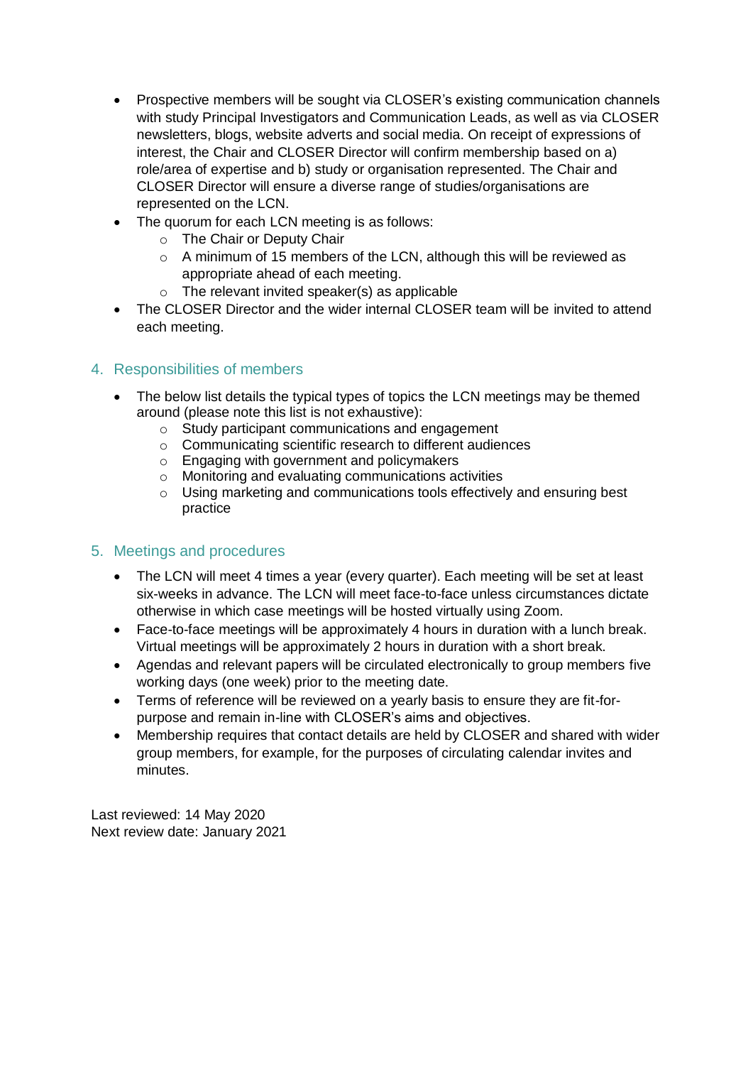- Prospective members will be sought via CLOSER's existing communication channels with study Principal Investigators and Communication Leads, as well as via CLOSER newsletters, blogs, website adverts and social media. On receipt of expressions of interest, the Chair and CLOSER Director will confirm membership based on a) role/area of expertise and b) study or organisation represented. The Chair and CLOSER Director will ensure a diverse range of studies/organisations are represented on the LCN.
- The quorum for each LCN meeting is as follows:
    - The Chair or Deputy Chair
    - A minimum of 15 members of the LCN, although this will be reviewed as appropriate ahead of each meeting.
    - The relevant invited speaker(s) as applicable
- The CLOSER Director and the wider internal CLOSER team will be invited to attend each meeting.

## 4. Responsibilities of members

- The below list details the typical types of topics the LCN meetings may be themed around (please note this list is not exhaustive):
    - Study participant communications and engagement
    - Communicating scientific research to different audiences
    - Engaging with government and policymakers
    - Monitoring and evaluating communications activities
    - Using marketing and communications tools effectively and ensuring best practice

## 5. Meetings and procedures

- The LCN will meet 4 times a year (every quarter). Each meeting will be set at least six-weeks in advance. The LCN will meet face-to-face unless circumstances dictate otherwise in which case meetings will be hosted virtually using Zoom.
- Face-to-face meetings will be approximately 4 hours in duration with a lunch break. Virtual meetings will be approximately 2 hours in duration with a short break.
- Agendas and relevant papers will be circulated electronically to group members five working days (one week) prior to the meeting date.
- Terms of reference will be reviewed on a yearly basis to ensure they are fit-for-purpose and remain in-line with CLOSER's aims and objectives.
- Membership requires that contact details are held by CLOSER and shared with wider group members, for example, for the purposes of circulating calendar invites and minutes.

Last reviewed: 14 May 2020
Next review date: January 2021